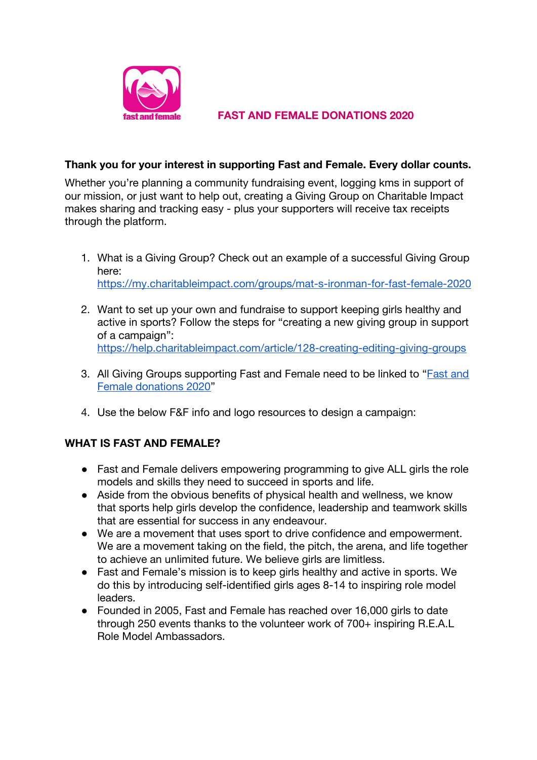# FAST AND FEMALE DONATIONS 2020

**Thank you for your interest in supporting Fast and Female. Every dollar counts.**

Whether you're planning a community fundraising event, logging kms in support of our mission, or just want to help out, creating a Giving Group on Charitable Impact makes sharing and tracking easy - plus your supporters will receive tax receipts through the platform.

1. What is a Giving Group? Check out an example of a successful Giving Group here: https://my.charitableimpact.com/groups/mat-s-ironman-for-fast-female-2020
2. Want to set up your own and fundraise to support keeping girls healthy and active in sports? Follow the steps for "creating a new giving group in support of a campaign": https://help.charitableimpact.com/article/128-creating-editing-giving-groups
3. All Giving Groups supporting Fast and Female need to be linked to "Fast and Female donations 2020"
4. Use the below F&F info and logo resources to design a campaign:

**WHAT IS FAST AND FEMALE?**

- Fast and Female delivers empowering programming to give ALL girls the role models and skills they need to succeed in sports and life.
- Aside from the obvious benefits of physical health and wellness, we know that sports help girls develop the confidence, leadership and teamwork skills that are essential for success in any endeavour.
- We are a movement that uses sport to drive confidence and empowerment. We are a movement taking on the field, the pitch, the arena, and life together to achieve an unlimited future. We believe girls are limitless.
- Fast and Female's mission is to keep girls healthy and active in sports. We do this by introducing self-identified girls ages 8-14 to inspiring role model leaders.
- Founded in 2005, Fast and Female has reached over 16,000 girls to date through 250 events thanks to the volunteer work of 700+ inspiring R.E.A.L Role Model Ambassadors.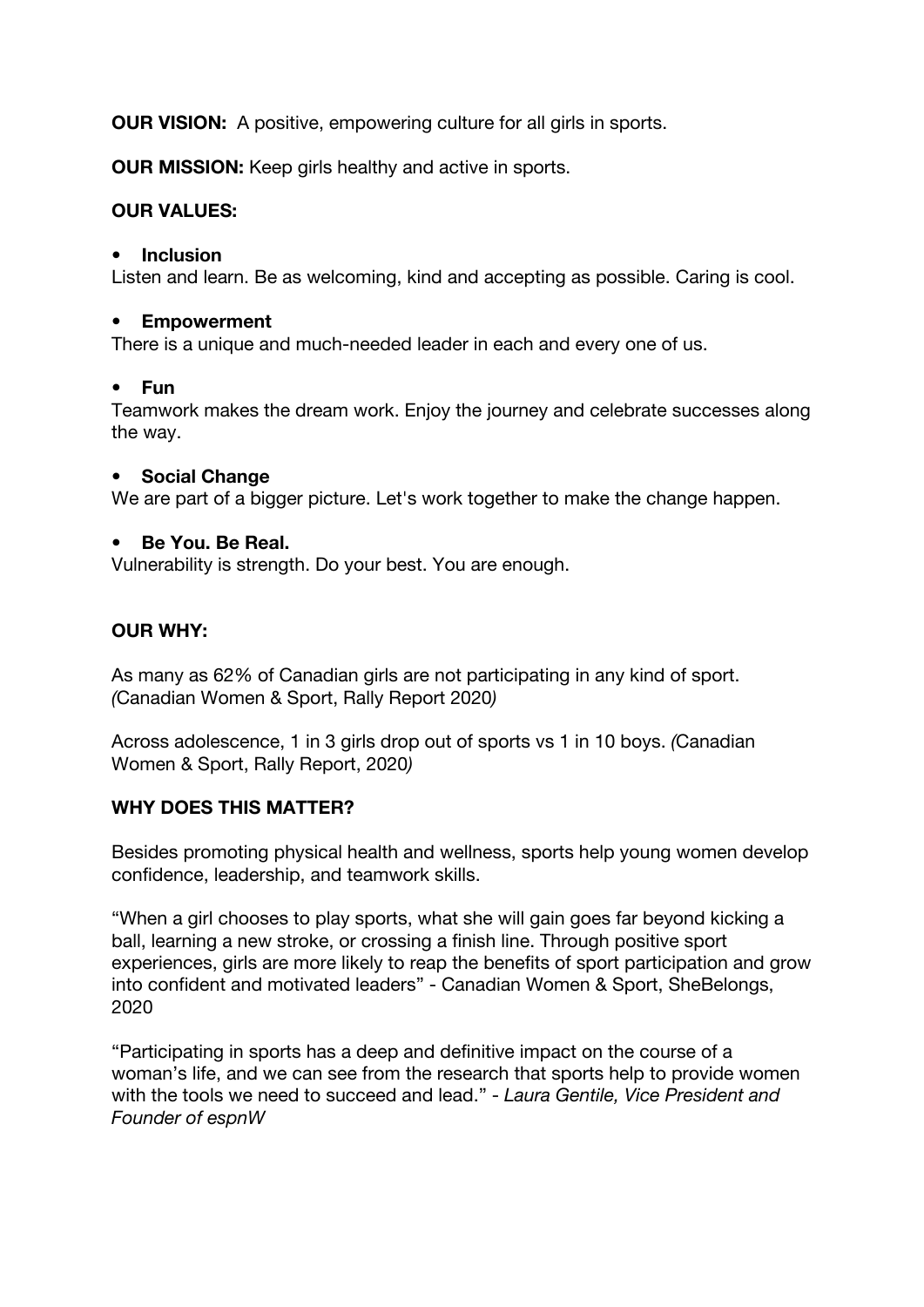**OUR VISION:** A positive, empowering culture for all girls in sports.

**OUR MISSION:** Keep girls healthy and active in sports.

**OUR VALUES:**

- **Inclusion**

Listen and learn. Be as welcoming, kind and accepting as possible. Caring is cool.

- **Empowerment**

There is a unique and much-needed leader in each and every one of us.

- **Fun**

Teamwork makes the dream work. Enjoy the journey and celebrate successes along the way.

- **Social Change**

We are part of a bigger picture. Let's work together to make the change happen.

- **Be You. Be Real.**

Vulnerability is strength. Do your best. You are enough.

**OUR WHY:**

As many as 62% of Canadian girls are not participating in any kind of sport. *(*Canadian Women & Sport, Rally Report 2020*)*

Across adolescence, 1 in 3 girls drop out of sports vs 1 in 10 boys. *(*Canadian Women & Sport, Rally Report, 2020*)*

**WHY DOES THIS MATTER?**

Besides promoting physical health and wellness, sports help young women develop confidence, leadership, and teamwork skills.

"When a girl chooses to play sports, what she will gain goes far beyond kicking a ball, learning a new stroke, or crossing a finish line. Through positive sport experiences, girls are more likely to reap the benefits of sport participation and grow into confident and motivated leaders" - Canadian Women & Sport, SheBelongs, 2020

"Participating in sports has a deep and definitive impact on the course of a woman's life, and we can see from the research that sports help to provide women with the tools we need to succeed and lead." - *Laura Gentile, Vice President and Founder of espnW*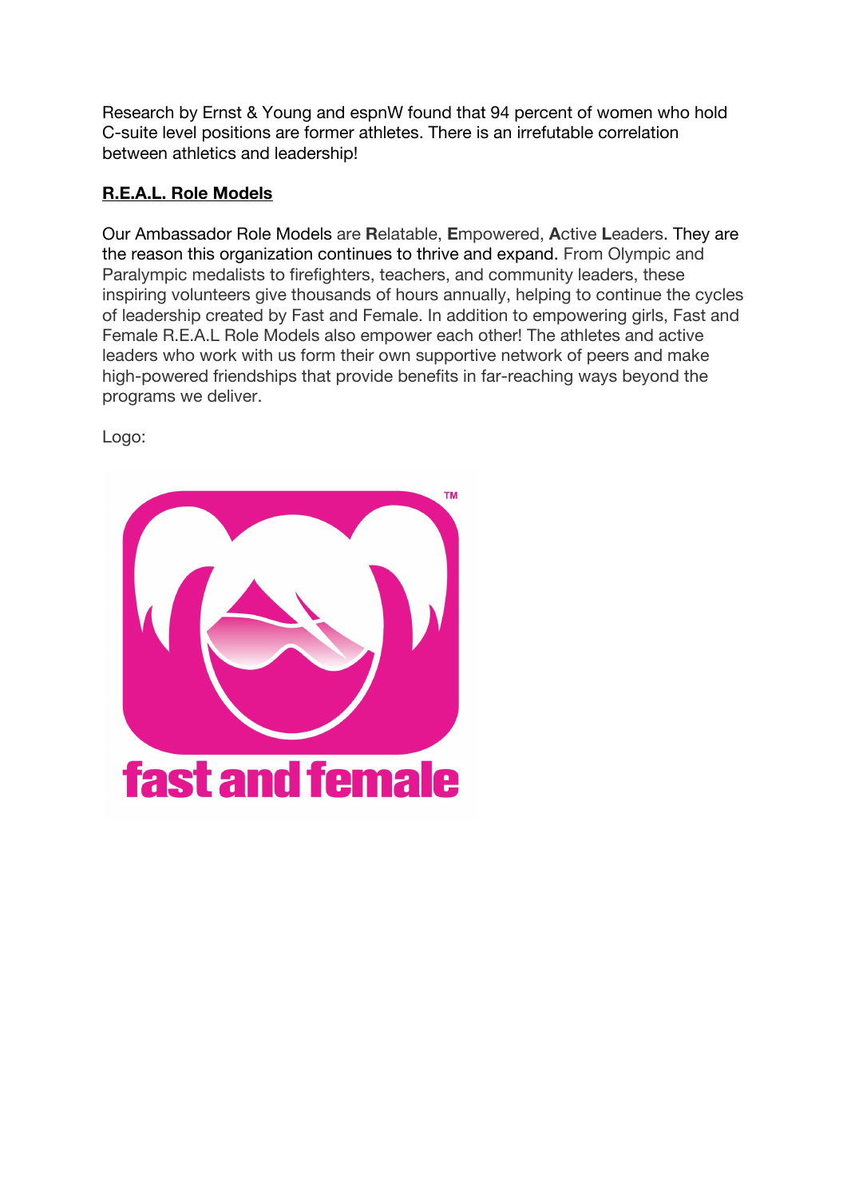Research by Ernst & Young and espnW found that 94 percent of women who hold C-suite level positions are former athletes. There is an irrefutable correlation between athletics and leadership!

**R.E.A.L. Role Models**

Our Ambassador Role Models are **R**elatable, **E**mpowered, **A**ctive **L**eaders. They are the reason this organization continues to thrive and expand. From Olympic and Paralympic medalists to firefighters, teachers, and community leaders, these inspiring volunteers give thousands of hours annually, helping to continue the cycles of leadership created by Fast and Female. In addition to empowering girls, Fast and Female R.E.A.L Role Models also empower each other! The athletes and active leaders who work with us form their own supportive network of peers and make high-powered friendships that provide benefits in far-reaching ways beyond the programs we deliver.

Logo:

fast and female